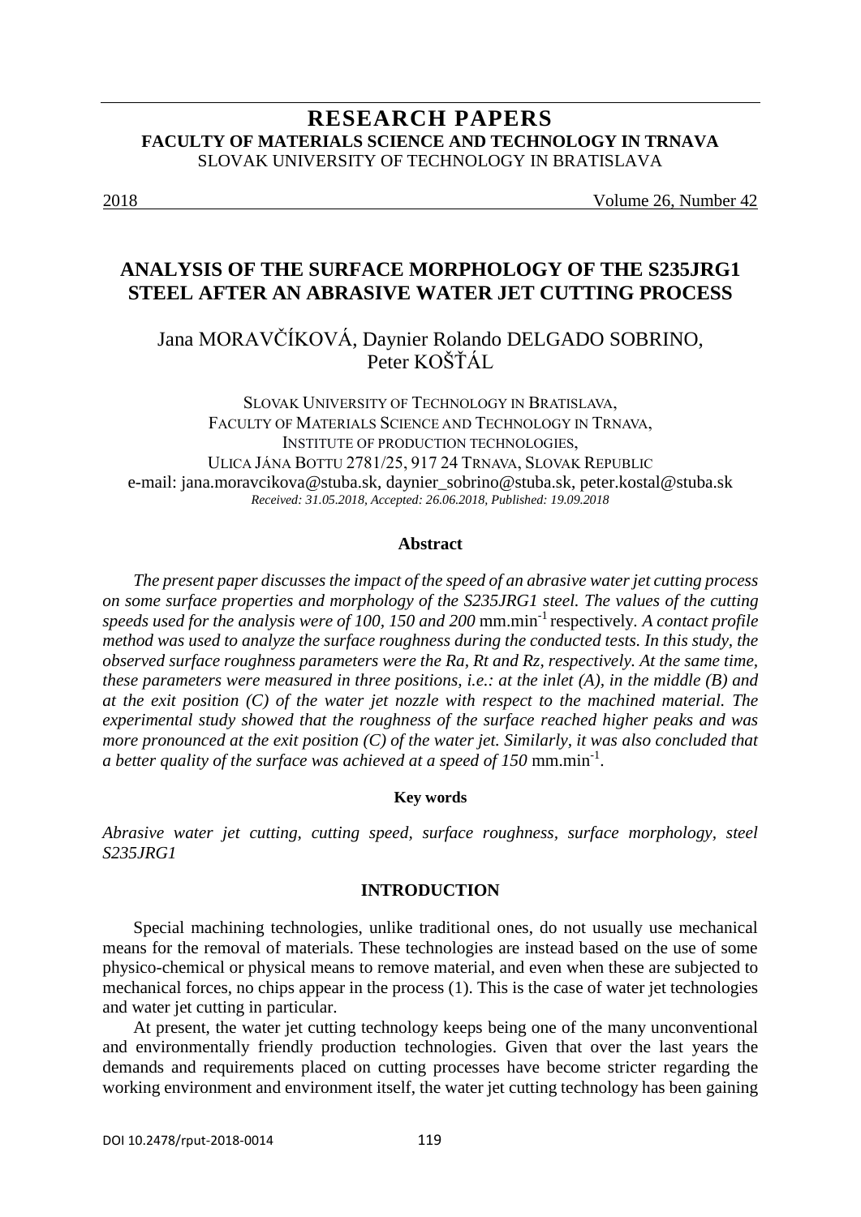# RESEARCH PAPERS
**FACULTY OF MATERIALS SCIENCE AND TECHNOLOGY IN TRNAVA**
SLOVAK UNIVERSITY OF TECHNOLOGY IN BRATISLAVA

2018 Volume 26, Number 42

## ANALYSIS OF THE SURFACE MORPHOLOGY OF THE S235JRG1 STEEL AFTER AN ABRASIVE WATER JET CUTTING PROCESS

Jana MORAVČÍKOVÁ, Daynier Rolando DELGADO SOBRINO, Peter KOŠŤÁL

SLOVAK UNIVERSITY OF TECHNOLOGY IN BRATISLAVA,
FACULTY OF MATERIALS SCIENCE AND TECHNOLOGY IN TRNAVA,
INSTITUTE OF PRODUCTION TECHNOLOGIES,
ULICA JÁNA BOTTU 2781/25, 917 24 TRNAVA, SLOVAK REPUBLIC
e-mail: jana.moravcikova@stuba.sk, daynier_sobrino@stuba.sk, peter.kostal@stuba.sk
*Received: 31.05.2018, Accepted: 26.06.2018, Published: 19.09.2018*

### Abstract

*The present paper discusses the impact of the speed of an abrasive water jet cutting process on some surface properties and morphology of the S235JRG1 steel. The values of the cutting speeds used for the analysis were of 100, 150 and 200* mm.min$^{-1}$ respectively. *A contact profile method was used to analyze the surface roughness during the conducted tests. In this study, the observed surface roughness parameters were the Ra, Rt and Rz, respectively. At the same time, these parameters were measured in three positions, i.e.: at the inlet (A), in the middle (B) and at the exit position (C) of the water jet nozzle with respect to the machined material. The experimental study showed that the roughness of the surface reached higher peaks and was more pronounced at the exit position (C) of the water jet. Similarly, it was also concluded that a better quality of the surface was achieved at a speed of 150* mm.min$^{-1}$.

#### Key words

*Abrasive water jet cutting, cutting speed, surface roughness, surface morphology, steel S235JRG1*

### INTRODUCTION

Special machining technologies, unlike traditional ones, do not usually use mechanical means for the removal of materials. These technologies are instead based on the use of some physico-chemical or physical means to remove material, and even when these are subjected to mechanical forces, no chips appear in the process (1). This is the case of water jet technologies and water jet cutting in particular.

At present, the water jet cutting technology keeps being one of the many unconventional and environmentally friendly production technologies. Given that over the last years the demands and requirements placed on cutting processes have become stricter regarding the working environment and environment itself, the water jet cutting technology has been gaining

DOI 10.2478/rput-2018-0014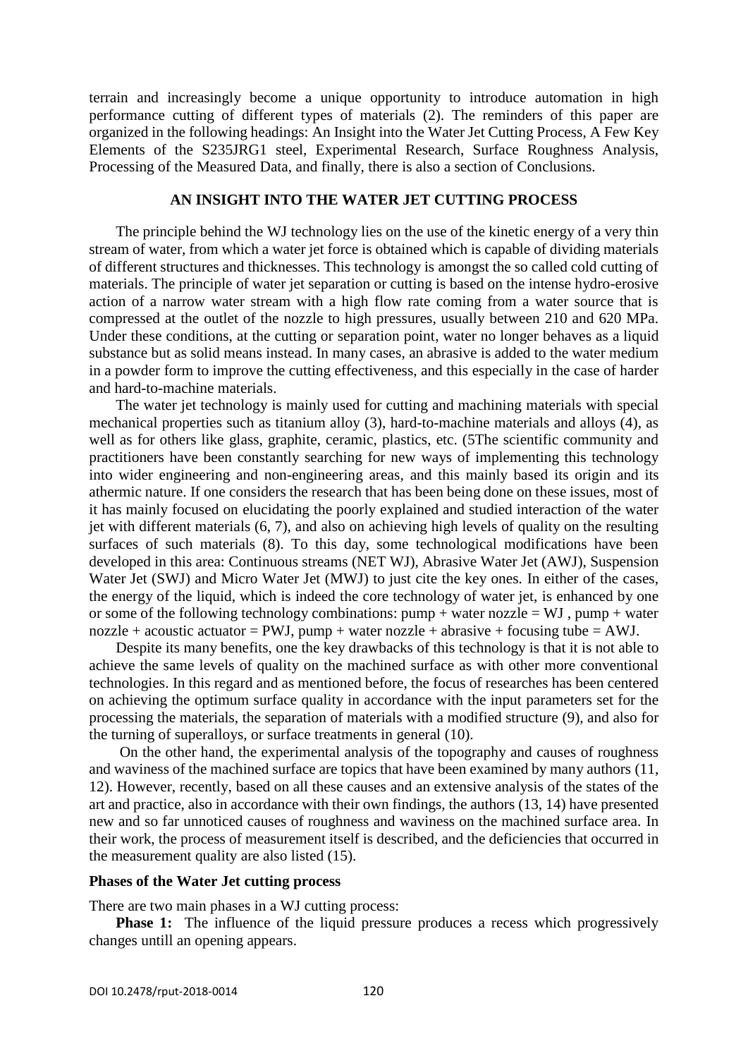terrain and increasingly become a unique opportunity to introduce automation in high performance cutting of different types of materials (2). The reminders of this paper are organized in the following headings: An Insight into the Water Jet Cutting Process, A Few Key Elements of the S235JRG1 steel, Experimental Research, Surface Roughness Analysis, Processing of the Measured Data, and finally, there is also a section of Conclusions.

## AN INSIGHT INTO THE WATER JET CUTTING PROCESS

The principle behind the WJ technology lies on the use of the kinetic energy of a very thin stream of water, from which a water jet force is obtained which is capable of dividing materials of different structures and thicknesses. This technology is amongst the so called cold cutting of materials. The principle of water jet separation or cutting is based on the intense hydro-erosive action of a narrow water stream with a high flow rate coming from a water source that is compressed at the outlet of the nozzle to high pressures, usually between 210 and 620 MPa. Under these conditions, at the cutting or separation point, water no longer behaves as a liquid substance but as solid means instead. In many cases, an abrasive is added to the water medium in a powder form to improve the cutting effectiveness, and this especially in the case of harder and hard-to-machine materials.

The water jet technology is mainly used for cutting and machining materials with special mechanical properties such as titanium alloy (3), hard-to-machine materials and alloys (4), as well as for others like glass, graphite, ceramic, plastics, etc. (5The scientific community and practitioners have been constantly searching for new ways of implementing this technology into wider engineering and non-engineering areas, and this mainly based its origin and its athermic nature. If one considers the research that has been being done on these issues, most of it has mainly focused on elucidating the poorly explained and studied interaction of the water jet with different materials (6, 7), and also on achieving high levels of quality on the resulting surfaces of such materials (8). To this day, some technological modifications have been developed in this area: Continuous streams (NET WJ), Abrasive Water Jet (AWJ), Suspension Water Jet (SWJ) and Micro Water Jet (MWJ) to just cite the key ones. In either of the cases, the energy of the liquid, which is indeed the core technology of water jet, is enhanced by one or some of the following technology combinations: pump + water nozzle = WJ , pump + water nozzle + acoustic actuator = PWJ, pump + water nozzle + abrasive + focusing tube = AWJ.

Despite its many benefits, one the key drawbacks of this technology is that it is not able to achieve the same levels of quality on the machined surface as with other more conventional technologies. In this regard and as mentioned before, the focus of researches has been centered on achieving the optimum surface quality in accordance with the input parameters set for the processing the materials, the separation of materials with a modified structure (9), and also for the turning of superalloys, or surface treatments in general (10).

On the other hand, the experimental analysis of the topography and causes of roughness and waviness of the machined surface are topics that have been examined by many authors (11, 12). However, recently, based on all these causes and an extensive analysis of the states of the art and practice, also in accordance with their own findings, the authors (13, 14) have presented new and so far unnoticed causes of roughness and waviness on the machined surface area. In their work, the process of measurement itself is described, and the deficiencies that occurred in the measurement quality are also listed (15).

### Phases of the Water Jet cutting process

There are two main phases in a WJ cutting process:

**Phase 1:** The influence of the liquid pressure produces a recess which progressively changes untill an opening appears.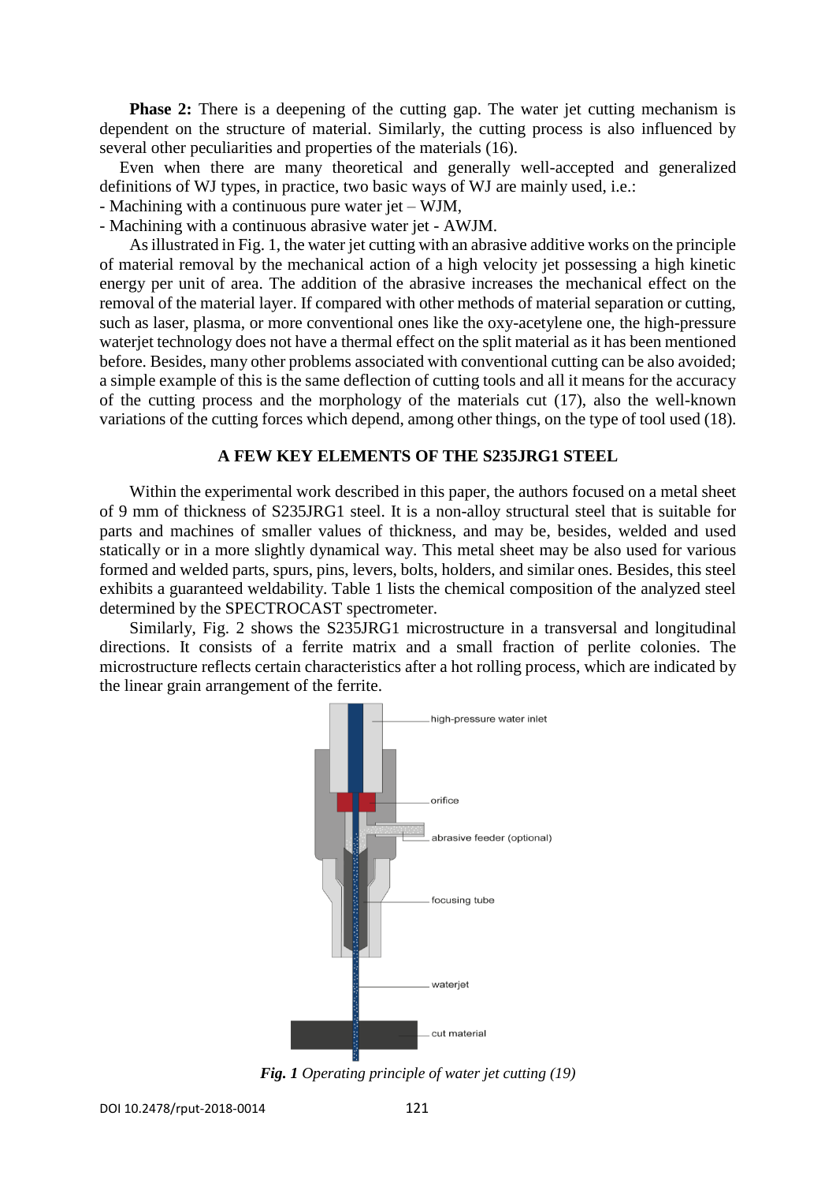**Phase 2:** There is a deepening of the cutting gap. The water jet cutting mechanism is dependent on the structure of material. Similarly, the cutting process is also influenced by several other peculiarities and properties of the materials (16).

Even when there are many theoretical and generally well-accepted and generalized definitions of WJ types, in practice, two basic ways of WJ are mainly used, i.e.:

- Machining with a continuous pure water jet – WJM,
- Machining with a continuous abrasive water jet - AWJM.

As illustrated in Fig. 1, the water jet cutting with an abrasive additive works on the principle of material removal by the mechanical action of a high velocity jet possessing a high kinetic energy per unit of area. The addition of the abrasive increases the mechanical effect on the removal of the material layer. If compared with other methods of material separation or cutting, such as laser, plasma, or more conventional ones like the oxy-acetylene one, the high-pressure waterjet technology does not have a thermal effect on the split material as it has been mentioned before. Besides, many other problems associated with conventional cutting can be also avoided; a simple example of this is the same deflection of cutting tools and all it means for the accuracy of the cutting process and the morphology of the materials cut (17), also the well-known variations of the cutting forces which depend, among other things, on the type of tool used (18).

## A FEW KEY ELEMENTS OF THE S235JRG1 STEEL

Within the experimental work described in this paper, the authors focused on a metal sheet of 9 mm of thickness of S235JRG1 steel. It is a non-alloy structural steel that is suitable for parts and machines of smaller values of thickness, and may be, besides, welded and used statically or in a more slightly dynamical way. This metal sheet may be also used for various formed and welded parts, spurs, pins, levers, bolts, holders, and similar ones. Besides, this steel exhibits a guaranteed weldability. Table 1 lists the chemical composition of the analyzed steel determined by the SPECTROCAST spectrometer.

Similarly, Fig. 2 shows the S235JRG1 microstructure in a transversal and longitudinal directions. It consists of a ferrite matrix and a small fraction of perlite colonies. The microstructure reflects certain characteristics after a hot rolling process, which are indicated by the linear grain arrangement of the ferrite.

high-pressure water inlet

orifice

abrasive feeder (optional)

focusing tube

waterjet

cut material

***Fig. 1*** *Operating principle of water jet cutting (19)*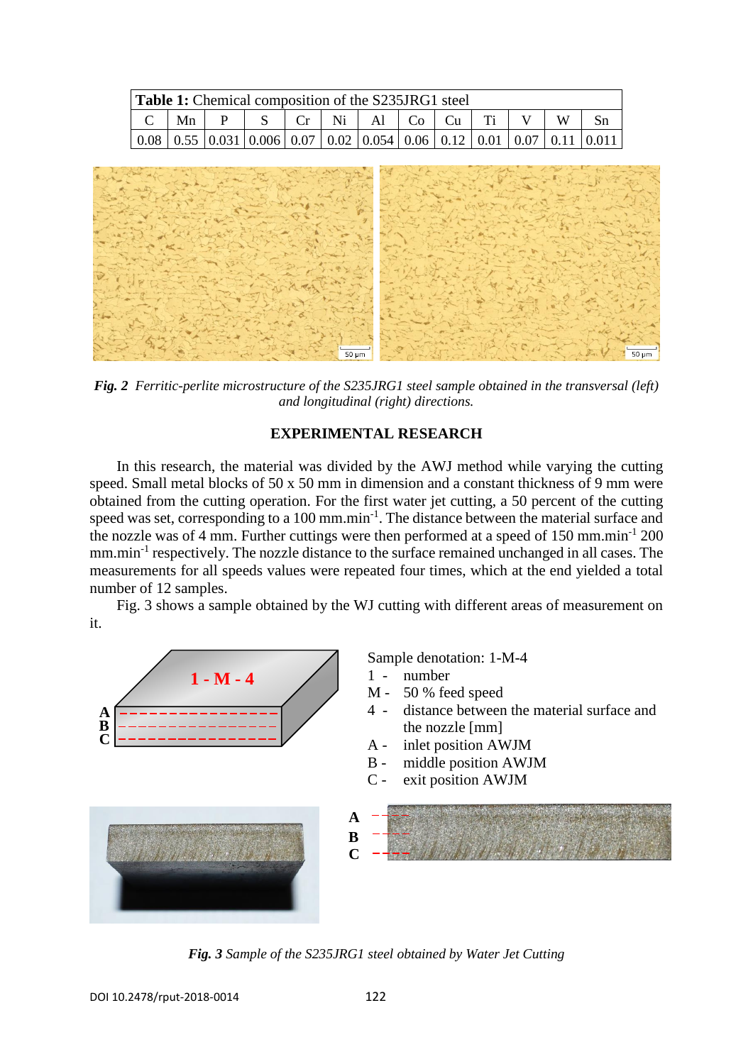| **Table 1:** Chemical composition of the S235JRG1 steel | | | | | | | | | | | | |
|---|---|---|---|---|---|---|---|---|---|---|---|---|
| C | Mn | P | S | Cr | Ni | Al | Co | Cu | Ti | V | W | Sn |
| 0.08 | 0.55 | 0.031 | 0.006 | 0.07 | 0.02 | 0.054 | 0.06 | 0.12 | 0.01 | 0.07 | 0.11 | 0.011 |

***Fig. 2*** *Ferritic-perlite microstructure of the S235JRG1 steel sample obtained in the transversal (left) and longitudinal (right) directions.*

## EXPERIMENTAL RESEARCH

In this research, the material was divided by the AWJ method while varying the cutting speed. Small metal blocks of 50 x 50 mm in dimension and a constant thickness of 9 mm were obtained from the cutting operation. For the first water jet cutting, a 50 percent of the cutting speed was set, corresponding to a 100 mm.min$^{-1}$. The distance between the material surface and the nozzle was of 4 mm. Further cuttings were then performed at a speed of 150 mm.min$^{-1}$ 200 mm.min$^{-1}$ respectively. The nozzle distance to the surface remained unchanged in all cases. The measurements for all speeds values were repeated four times, which at the end yielded a total number of 12 samples.

Fig. 3 shows a sample obtained by the WJ cutting with different areas of measurement on it.

Sample denotation: 1-M-4

1 - number

M - 50 % feed speed

4 - distance between the material surface and the nozzle [mm]

A - inlet position AWJM

B - middle position AWJM

C - exit position AWJM

***Fig. 3*** *Sample of the S235JRG1 steel obtained by Water Jet Cutting*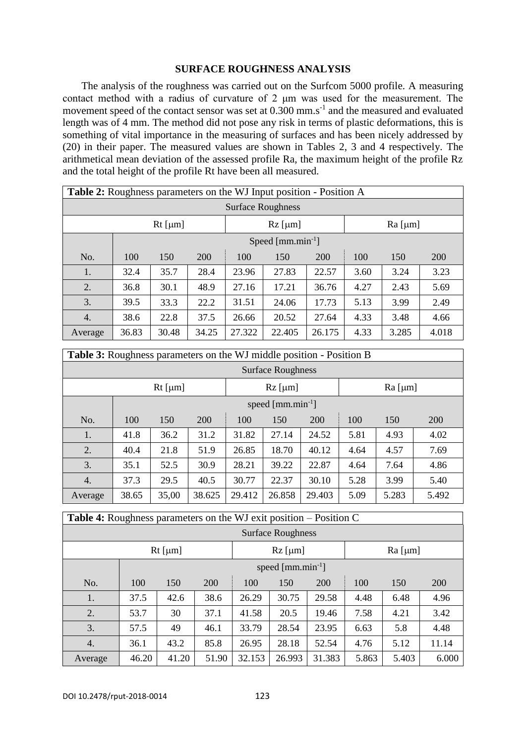## SURFACE ROUGHNESS ANALYSIS

The analysis of the roughness was carried out on the Surfcom 5000 profile. A measuring contact method with a radius of curvature of 2 μm was used for the measurement. The movement speed of the contact sensor was set at 0.300 $mm.s^{-1}$ and the measured and evaluated length was of 4 mm. The method did not pose any risk in terms of plastic deformations, this is something of vital importance in the measuring of surfaces and has been nicely addressed by (20) in their paper. The measured values are shown in Tables 2, 3 and 4 respectively. The arithmetical mean deviation of the assessed profile Ra, the maximum height of the profile Rz and the total height of the profile Rt have been all measured.

**Table 2:** Roughness parameters on the WJ Input position - Position A

| Surface Roughness | | | | | | | | | |
|---|---|---|---|---|---|---|---|---|---|
| | Rt [μm] | | | Rz [μm] | | | Ra [μm] | | |
| | Speed [$mm.min^{-1}$] | | | | | | | | |
| No. | 100 | 150 | 200 | 100 | 150 | 200 | 100 | 150 | 200 |
| 1. | 32.4 | 35.7 | 28.4 | 23.96 | 27.83 | 22.57 | 3.60 | 3.24 | 3.23 |
| 2. | 36.8 | 30.1 | 48.9 | 27.16 | 17.21 | 36.76 | 4.27 | 2.43 | 5.69 |
| 3. | 39.5 | 33.3 | 22.2 | 31.51 | 24.06 | 17.73 | 5.13 | 3.99 | 2.49 |
| 4. | 38.6 | 22.8 | 37.5 | 26.66 | 20.52 | 27.64 | 4.33 | 3.48 | 4.66 |
| Average | 36.83 | 30.48 | 34.25 | 27.322 | 22.405 | 26.175 | 4.33 | 3.285 | 4.018 |

**Table 3:** Roughness parameters on the WJ middle position - Position B

| Surface Roughness | | | | | | | | | |
|---|---|---|---|---|---|---|---|---|---|
| | Rt [μm] | | | Rz [μm] | | | Ra [μm] | | |
| | speed [$mm.min^{-1}$] | | | | | | | | |
| No. | 100 | 150 | 200 | 100 | 150 | 200 | 100 | 150 | 200 |
| 1. | 41.8 | 36.2 | 31.2 | 31.82 | 27.14 | 24.52 | 5.81 | 4.93 | 4.02 |
| 2. | 40.4 | 21.8 | 51.9 | 26.85 | 18.70 | 40.12 | 4.64 | 4.57 | 7.69 |
| 3. | 35.1 | 52.5 | 30.9 | 28.21 | 39.22 | 22.87 | 4.64 | 7.64 | 4.86 |
| 4. | 37.3 | 29.5 | 40.5 | 30.77 | 22.37 | 30.10 | 5.28 | 3.99 | 5.40 |
| Average | 38.65 | 35,00 | 38.625 | 29.412 | 26.858 | 29.403 | 5.09 | 5.283 | 5.492 |

**Table 4:** Roughness parameters on the WJ exit position – Position C

| Surface Roughness | | | | | | | | | |
|---|---|---|---|---|---|---|---|---|---|
| | Rt [μm] | | | Rz [μm] | | | Ra [μm] | | |
| | speed [$mm.min^{-1}$] | | | | | | | | |
| No. | 100 | 150 | 200 | 100 | 150 | 200 | 100 | 150 | 200 |
| 1. | 37.5 | 42.6 | 38.6 | 26.29 | 30.75 | 29.58 | 4.48 | 6.48 | 4.96 |
| 2. | 53.7 | 30 | 37.1 | 41.58 | 20.5 | 19.46 | 7.58 | 4.21 | 3.42 |
| 3. | 57.5 | 49 | 46.1 | 33.79 | 28.54 | 23.95 | 6.63 | 5.8 | 4.48 |
| 4. | 36.1 | 43.2 | 85.8 | 26.95 | 28.18 | 52.54 | 4.76 | 5.12 | 11.14 |
| Average | 46.20 | 41.20 | 51.90 | 32.153 | 26.993 | 31.383 | 5.863 | 5.403 | 6.000 |

DOI 10.2478/rput-2018-0014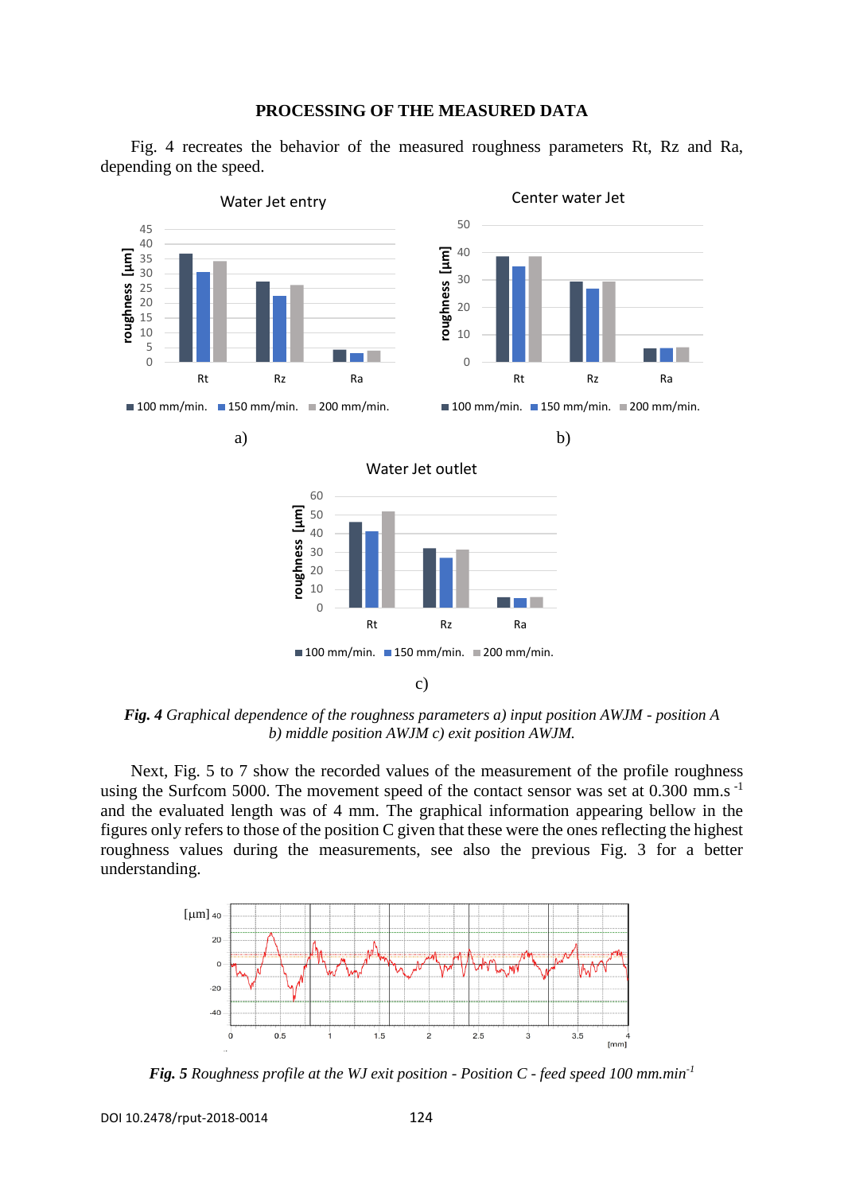## PROCESSING OF THE MEASURED DATA

Fig. 4 recreates the behavior of the measured roughness parameters Rt, Rz and Ra, depending on the speed.

***Fig. 4*** *Graphical dependence of the roughness parameters a) input position AWJM - position A b) middle position AWJM c) exit position AWJM.*

Next, Fig. 5 to 7 show the recorded values of the measurement of the profile roughness using the Surfcom 5000. The movement speed of the contact sensor was set at 0.300 mm.s $^{-1}$ and the evaluated length was of 4 mm. The graphical information appearing bellow in the figures only refers to those of the position C given that these were the ones reflecting the highest roughness values during the measurements, see also the previous Fig. 3 for a better understanding.

***Fig. 5*** *Roughness profile at the WJ exit position - Position C - feed speed 100 mm.min* $^{-1}$

DOI 10.2478/rput-2018-0014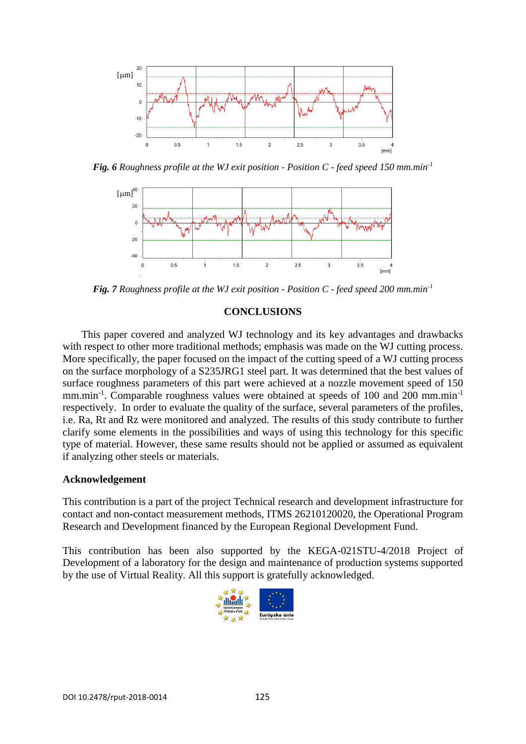*Fig. 6* *Roughness profile at the WJ exit position - Position C - feed speed 150 mm.min*$^{-1}$

*Fig. 7* *Roughness profile at the WJ exit position - Position C - feed speed 200 mm.min*$^{-1}$

## CONCLUSIONS

This paper covered and analyzed WJ technology and its key advantages and drawbacks with respect to other more traditional methods; emphasis was made on the WJ cutting process. More specifically, the paper focused on the impact of the cutting speed of a WJ cutting process on the surface morphology of a S235JRG1 steel part. It was determined that the best values of surface roughness parameters of this part were achieved at a nozzle movement speed of 150 mm.min$^{-1}$. Comparable roughness values were obtained at speeds of 100 and 200 mm.min$^{-1}$ respectively. In order to evaluate the quality of the surface, several parameters of the profiles, i.e. Ra, Rt and Rz were monitored and analyzed. The results of this study contribute to further clarify some elements in the possibilities and ways of using this technology for this specific type of material. However, these same results should not be applied or assumed as equivalent if analyzing other steels or materials.

### Acknowledgement

This contribution is a part of the project Technical research and development infrastructure for contact and non-contact measurement methods, ITMS 26210120020, the Operational Program Research and Development financed by the European Regional Development Fund.

This contribution has been also supported by the KEGA-021STU-4/2018 Project of Development of a laboratory for the design and maintenance of production systems supported by the use of Virtual Reality. All this support is gratefully acknowledged.

DOI 10.2478/rput-2018-0014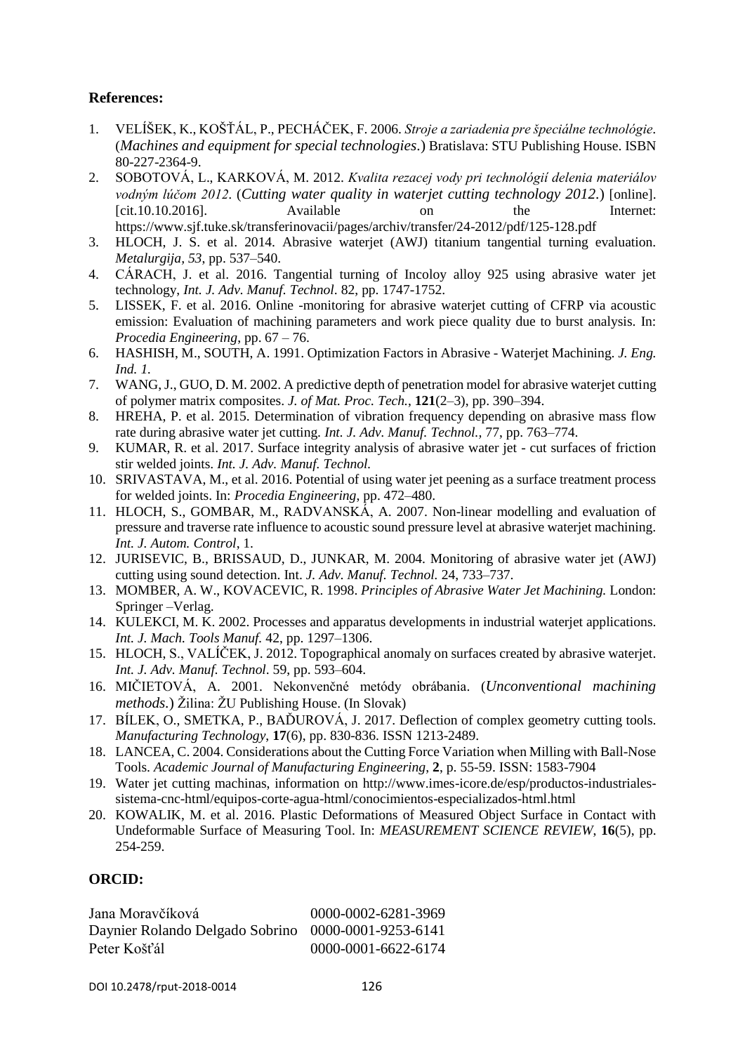**References:**

1. VELÍŠEK, K., KOŠŤÁL, P., PECHÁČEK, F. 2006. *Stroje a zariadenia pre špeciálne technológie*. (*Machines and equipment for special technologies*.) Bratislava: STU Publishing House. ISBN 80-227-2364-9.
2. SOBOTOVÁ, L., KARKOVÁ, M. 2012. *Kvalita rezacej vody pri technológií delenia materiálov vodným lúčom 2012*. (*Cutting water quality in waterjet cutting technology 2012*.) [online]. [cit.10.10.2016]. Available on the Internet: https://www.sjf.tuke.sk/transferinovacii/pages/archiv/transfer/24-2012/pdf/125-128.pdf
3. HLOCH, J. S. et al. 2014. Abrasive waterjet (AWJ) titanium tangential turning evaluation. *Metalurgija, 53*, pp. 537–540.
4. CÁRACH, J. et al. 2016. Tangential turning of Incoloy alloy 925 using abrasive water jet technology, *Int. J. Adv. Manuf. Technol*. 82, pp. 1747-1752.
5. LISSEK, F. et al. 2016. Online -monitoring for abrasive waterjet cutting of CFRP via acoustic emission: Evaluation of machining parameters and work piece quality due to burst analysis. In: *Procedia Engineering*, pp. 67 – 76.
6. HASHISH, M., SOUTH, A. 1991. Optimization Factors in Abrasive - Waterjet Machining. *J. Eng. Ind. 1.*
7. WANG, J., GUO, D. M. 2002. A predictive depth of penetration model for abrasive waterjet cutting of polymer matrix composites. *J. of Mat. Proc. Tech.*, **121**(2–3), pp. 390–394.
8. HREHA, P. et al. 2015. Determination of vibration frequency depending on abrasive mass flow rate during abrasive water jet cutting. *Int. J. Adv. Manuf. Technol.*, 77, pp. 763–774.
9. KUMAR, R. et al. 2017. Surface integrity analysis of abrasive water jet - cut surfaces of friction stir welded joints. *Int. J. Adv. Manuf. Technol.*
10. SRIVASTAVA, M., et al. 2016. Potential of using water jet peening as a surface treatment process for welded joints. In: *Procedia Engineering*, pp. 472–480.
11. HLOCH, S., GOMBAR, M., RADVANSKÁ, A. 2007. Non-linear modelling and evaluation of pressure and traverse rate influence to acoustic sound pressure level at abrasive waterjet machining. *Int. J. Autom. Control*, 1.
12. JURISEVIC, B., BRISSAUD, D., JUNKAR, M. 2004. Monitoring of abrasive water jet (AWJ) cutting using sound detection. Int. *J. Adv. Manuf. Technol.* 24, 733–737.
13. MOMBER, A. W., KOVACEVIC, R. 1998. *Principles of Abrasive Water Jet Machining.* London: Springer –Verlag.
14. KULEKCI, M. K. 2002. Processes and apparatus developments in industrial waterjet applications. *Int. J. Mach. Tools Manuf.* 42, pp. 1297–1306.
15. HLOCH, S., VALÍČEK, J. 2012. Topographical anomaly on surfaces created by abrasive waterjet. *Int. J. Adv. Manuf. Technol*. 59, pp. 593–604.
16. MIČIETOVÁ, A. 2001. Nekonvenčné metódy obrábania. (*Unconventional machining methods*.) Žilina: ŽU Publishing House. (In Slovak)
17. BÍLEK, O., SMETKA, P., BAĎUROVÁ, J. 2017. Deflection of complex geometry cutting tools. *Manufacturing Technology*, **17**(6), pp. 830-836. ISSN 1213-2489.
18. LANCEA, C. 2004. Considerations about the Cutting Force Variation when Milling with Ball-Nose Tools. *Academic Journal of Manufacturing Engineering*, **2**, p. 55-59. ISSN: 1583-7904
19. Water jet cutting machinas, information on http://www.imes-icore.de/esp/productos-industriales-sistema-cnc-html/equipos-corte-agua-html/conocimientos-especializados-html.html
20. KOWALIK, M. et al. 2016. Plastic Deformations of Measured Object Surface in Contact with Undeformable Surface of Measuring Tool. In: *MEASUREMENT SCIENCE REVIEW*, **16**(5), pp. 254-259.

**ORCID:**

| | |
|---|---|
| Jana Moravčíková | 0000-0002-6281-3969 |
| Daynier Rolando Delgado Sobrino | 0000-0001-9253-6141 |
| Peter Košťál | 0000-0001-6622-6174 |